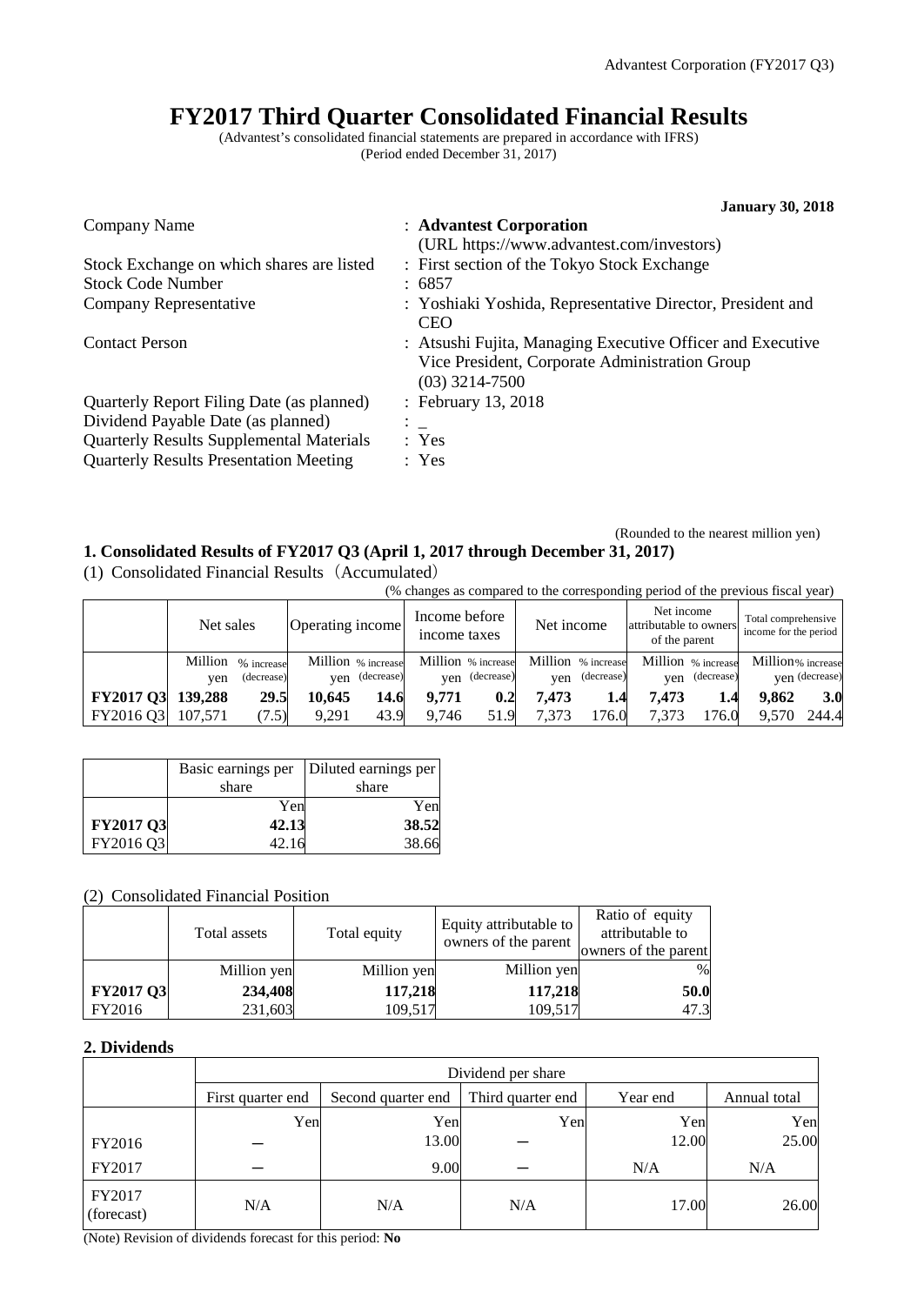# FY2017 Third Quarter Consolidated Financial Results

(Advantest's consolidated financial statements are prepared in accordance with IFRS)
(Period ended December 31, 2017)

**January 30, 2018**

| | |
|---|---|
| Company Name | : **Advantest Corporation** (URL https://www.advantest.com/investors) |
| Stock Exchange on which shares are listed | : First section of the Tokyo Stock Exchange |
| Stock Code Number | : 6857 |
| Company Representative | : Yoshiaki Yoshida, Representative Director, President and CEO |
| Contact Person | : Atsushi Fujita, Managing Executive Officer and Executive Vice President, Corporate Administration Group (03) 3214-7500 |
| Quarterly Report Filing Date (as planned) | : February 13, 2018 |
| Dividend Payable Date (as planned) | : _ |
| Quarterly Results Supplemental Materials | : Yes |
| Quarterly Results Presentation Meeting | : Yes |

(Rounded to the nearest million yen)

## 1. Consolidated Results of FY2017 Q3 (April 1, 2017 through December 31, 2017)

(1) Consolidated Financial Results（Accumulated）

(% changes as compared to the corresponding period of the previous fiscal year)

| | Net sales | | Operating income | | Income before income taxes | | Net income | | Net income attributable to owners of the parent | | Total comprehensive income for the period | |
|---|---|---|---|---|---|---|---|---|---|---|---|---|
| | Million yen | % increase (decrease) | Million yen | % increase (decrease) | Million yen | % increase (decrease) | Million yen | % increase (decrease) | Million yen | % increase (decrease) | Million yen | % increase (decrease) |
| **FY2017 Q3** | **139,288** | **29.5** | **10,645** | **14.6** | **9,771** | **0.2** | **7,473** | **1.4** | **7,473** | **1.4** | **9,862** | **3.0** |
| FY2016 Q3 | 107,571 | (7.5) | 9,291 | 43.9 | 9,746 | 51.9 | 7,373 | 176.0 | 7,373 | 176.0 | 9,570 | 244.4 |

| | Basic earnings per share | Diluted earnings per share |
|---|---|---|
| | Yen | Yen |
| **FY2017 Q3** | **42.13** | **38.52** |
| FY2016 Q3 | 42.16 | 38.66 |

(2) Consolidated Financial Position

| | Total assets | Total equity | Equity attributable to owners of the parent | Ratio of equity attributable to owners of the parent |
|---|---|---|---|---|
| | Million yen | Million yen | Million yen | % |
| **FY2017 Q3** | **234,408** | **117,218** | **117,218** | **50.0** |
| FY2016 | 231,603 | 109,517 | 109,517 | 47.3 |

## 2. Dividends

| | Dividend per share | | | | |
|---|---|---|---|---|---|
| | First quarter end | Second quarter end | Third quarter end | Year end | Annual total |
| | Yen | Yen | Yen | Yen | Yen |
| FY2016 | － | 13.00 | － | 12.00 | 25.00 |
| FY2017 | － | 9.00 | － | N/A | N/A |
| FY2017 (forecast) | N/A | N/A | N/A | 17.00 | 26.00 |

(Note) Revision of dividends forecast for this period: **No**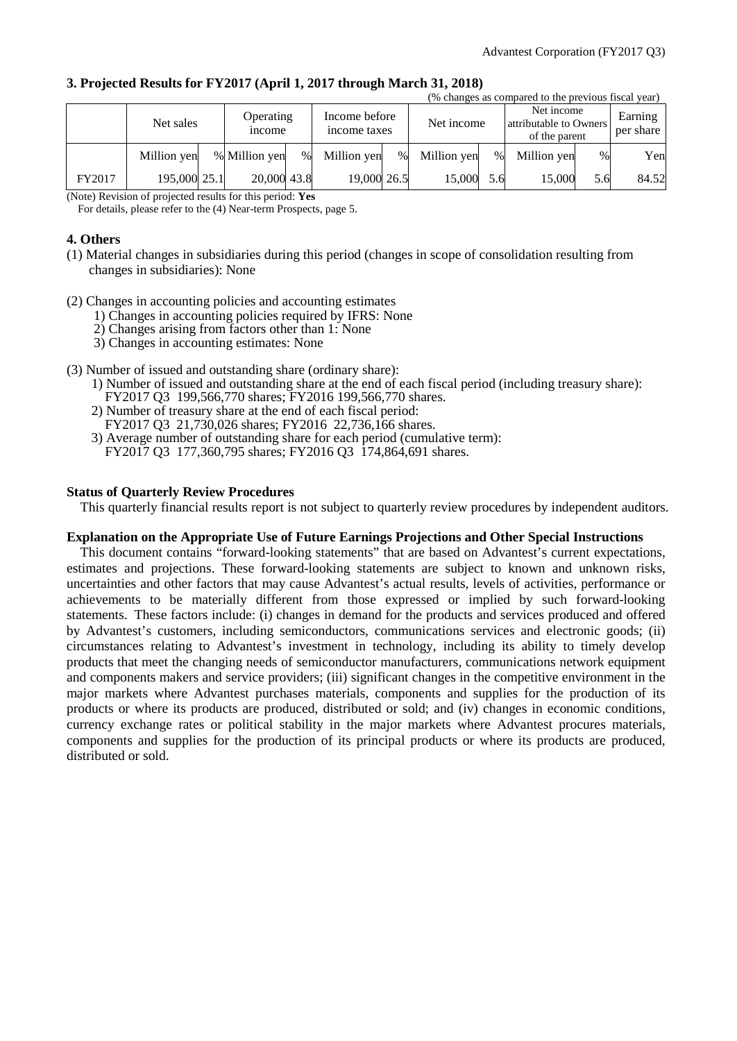### 3. Projected Results for FY2017 (April 1, 2017 through March 31, 2018)

(% changes as compared to the previous fiscal year)

| | Net sales | | Operating income | | Income before income taxes | | Net income | | Net income attributable to Owners of the parent | | Earning per share |
|---|---|---|---|---|---|---|---|---|---|---|---|
| | Million yen | % | Million yen | % | Million yen | % | Million yen | % | Million yen | % | Yen |
| FY2017 | 195,000 | 25.1 | 20,000 | 43.8 | 19,000 | 26.5 | 15,000 | 5.6 | 15,000 | 5.6 | 84.52 |

(Note) Revision of projected results for this period: **Yes**

For details, please refer to the (4) Near-term Prospects, page 5.

### 4. Others

(1) Material changes in subsidiaries during this period (changes in scope of consolidation resulting from changes in subsidiaries): None

(2) Changes in accounting policies and accounting estimates
1) Changes in accounting policies required by IFRS: None
2) Changes arising from factors other than 1: None
3) Changes in accounting estimates: None

(3) Number of issued and outstanding share (ordinary share):
1) Number of issued and outstanding share at the end of each fiscal period (including treasury share): FY2017 Q3 199,566,770 shares; FY2016 199,566,770 shares.
2) Number of treasury share at the end of each fiscal period: FY2017 Q3 21,730,026 shares; FY2016 22,736,166 shares.
3) Average number of outstanding share for each period (cumulative term): FY2017 Q3 177,360,795 shares; FY2016 Q3 174,864,691 shares.

**Status of Quarterly Review Procedures**

This quarterly financial results report is not subject to quarterly review procedures by independent auditors.

**Explanation on the Appropriate Use of Future Earnings Projections and Other Special Instructions**

This document contains "forward-looking statements" that are based on Advantest's current expectations, estimates and projections. These forward-looking statements are subject to known and unknown risks, uncertainties and other factors that may cause Advantest's actual results, levels of activities, performance or achievements to be materially different from those expressed or implied by such forward-looking statements. These factors include: (i) changes in demand for the products and services produced and offered by Advantest's customers, including semiconductors, communications services and electronic goods; (ii) circumstances relating to Advantest's investment in technology, including its ability to timely develop products that meet the changing needs of semiconductor manufacturers, communications network equipment and components makers and service providers; (iii) significant changes in the competitive environment in the major markets where Advantest purchases materials, components and supplies for the production of its products or where its products are produced, distributed or sold; and (iv) changes in economic conditions, currency exchange rates or political stability in the major markets where Advantest procures materials, components and supplies for the production of its principal products or where its products are produced, distributed or sold.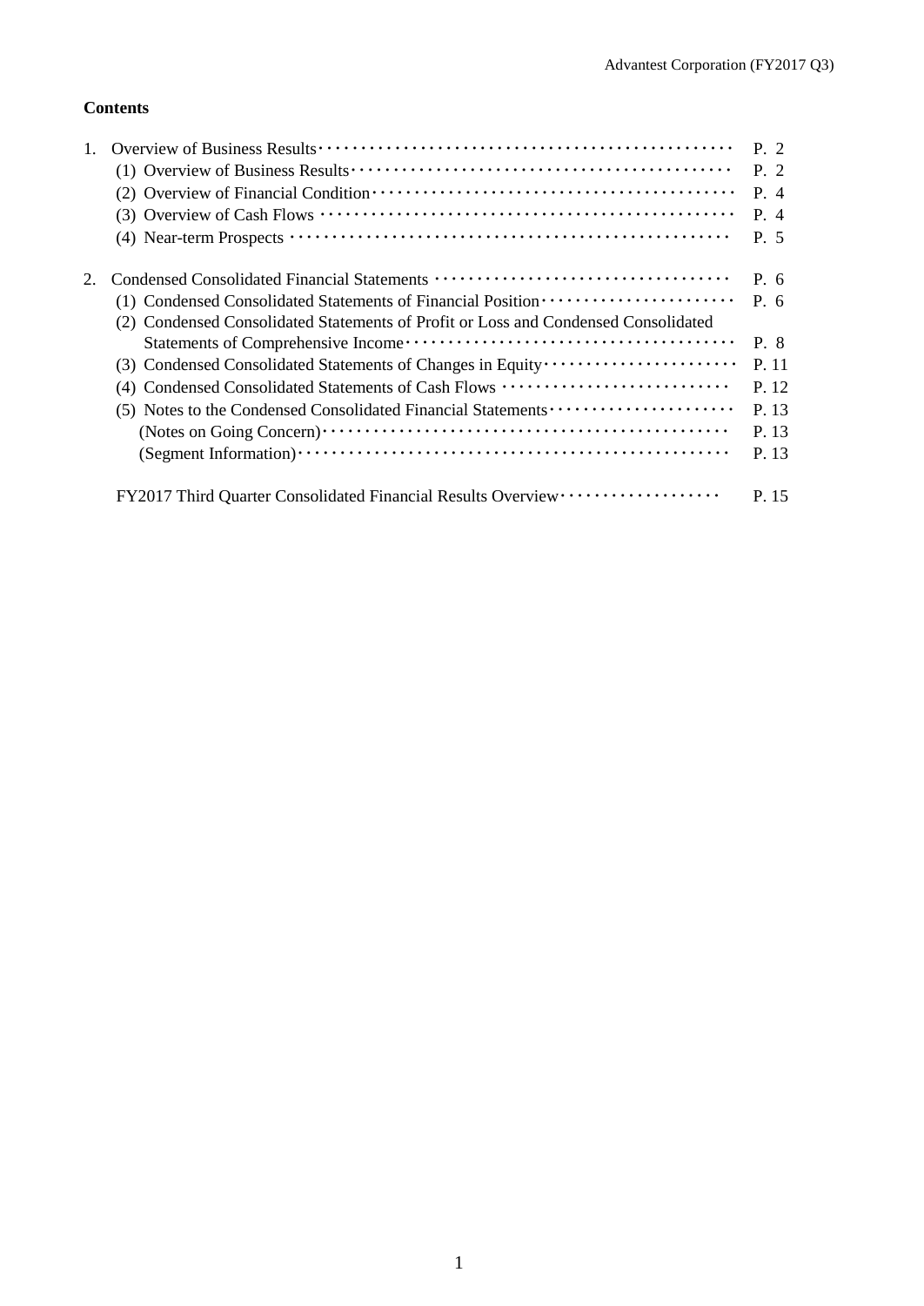**Contents**

| | | |
|---|---|---|
| 1. | Overview of Business Results | P. 2 |
| | (1) Overview of Business Results | P. 2 |
| | (2) Overview of Financial Condition | P. 4 |
| | (3) Overview of Cash Flows | P. 4 |
| | (4) Near-term Prospects | P. 5 |
| 2. | Condensed Consolidated Financial Statements | P. 6 |
| | (1) Condensed Consolidated Statements of Financial Position | P. 6 |
| | (2) Condensed Consolidated Statements of Profit or Loss and Condensed Consolidated Statements of Comprehensive Income | P. 8 |
| | (3) Condensed Consolidated Statements of Changes in Equity | P. 11 |
| | (4) Condensed Consolidated Statements of Cash Flows | P. 12 |
| | (5) Notes to the Condensed Consolidated Financial Statements | P. 13 |
| | (Notes on Going Concern) | P. 13 |
| | (Segment Information) | P. 13 |
| | FY2017 Third Quarter Consolidated Financial Results Overview | P. 15 |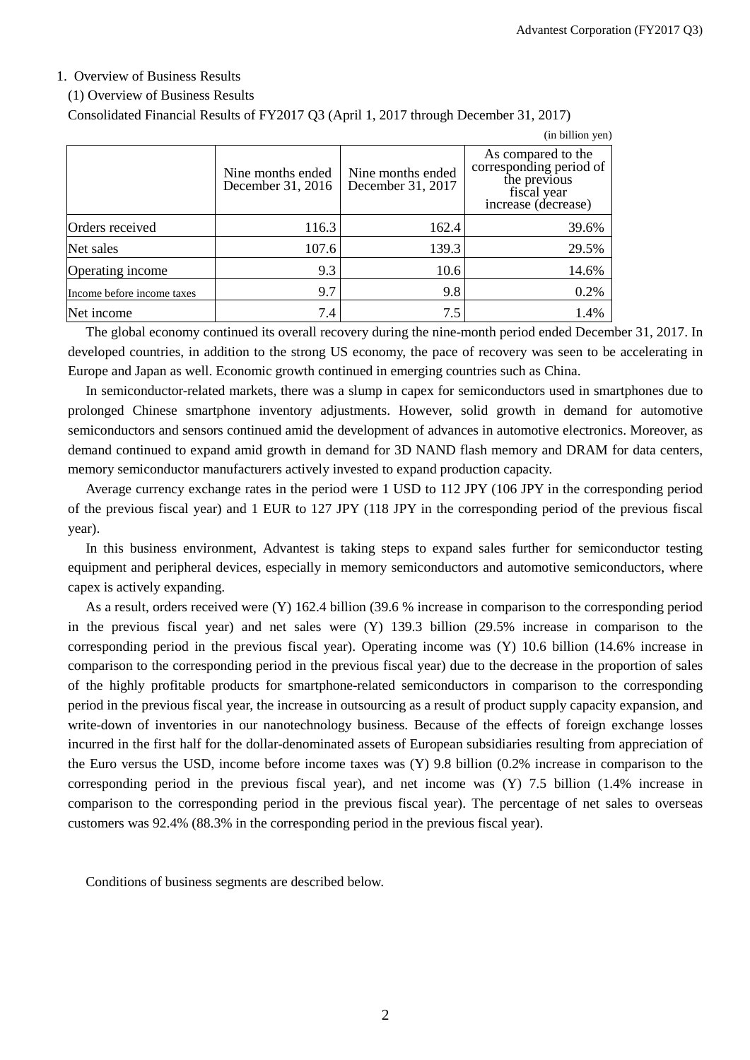## 1. Overview of Business Results

### (1) Overview of Business Results

Consolidated Financial Results of FY2017 Q3 (April 1, 2017 through December 31, 2017)

(in billion yen)

| | Nine months ended December 31, 2016 | Nine months ended December 31, 2017 | As compared to the corresponding period of the previous fiscal year increase (decrease) |
|---|---|---|---|
| Orders received | 116.3 | 162.4 | 39.6% |
| Net sales | 107.6 | 139.3 | 29.5% |
| Operating income | 9.3 | 10.6 | 14.6% |
| Income before income taxes | 9.7 | 9.8 | 0.2% |
| Net income | 7.4 | 7.5 | 1.4% |

The global economy continued its overall recovery during the nine-month period ended December 31, 2017. In developed countries, in addition to the strong US economy, the pace of recovery was seen to be accelerating in Europe and Japan as well. Economic growth continued in emerging countries such as China.

In semiconductor-related markets, there was a slump in capex for semiconductors used in smartphones due to prolonged Chinese smartphone inventory adjustments. However, solid growth in demand for automotive semiconductors and sensors continued amid the development of advances in automotive electronics. Moreover, as demand continued to expand amid growth in demand for 3D NAND flash memory and DRAM for data centers, memory semiconductor manufacturers actively invested to expand production capacity.

Average currency exchange rates in the period were 1 USD to 112 JPY (106 JPY in the corresponding period of the previous fiscal year) and 1 EUR to 127 JPY (118 JPY in the corresponding period of the previous fiscal year).

In this business environment, Advantest is taking steps to expand sales further for semiconductor testing equipment and peripheral devices, especially in memory semiconductors and automotive semiconductors, where capex is actively expanding.

As a result, orders received were (Y) 162.4 billion (39.6 % increase in comparison to the corresponding period in the previous fiscal year) and net sales were (Y) 139.3 billion (29.5% increase in comparison to the corresponding period in the previous fiscal year). Operating income was (Y) 10.6 billion (14.6% increase in comparison to the corresponding period in the previous fiscal year) due to the decrease in the proportion of sales of the highly profitable products for smartphone-related semiconductors in comparison to the corresponding period in the previous fiscal year, the increase in outsourcing as a result of product supply capacity expansion, and write-down of inventories in our nanotechnology business. Because of the effects of foreign exchange losses incurred in the first half for the dollar-denominated assets of European subsidiaries resulting from appreciation of the Euro versus the USD, income before income taxes was (Y) 9.8 billion (0.2% increase in comparison to the corresponding period in the previous fiscal year), and net income was (Y) 7.5 billion (1.4% increase in comparison to the corresponding period in the previous fiscal year). The percentage of net sales to overseas customers was 92.4% (88.3% in the corresponding period in the previous fiscal year).

Conditions of business segments are described below.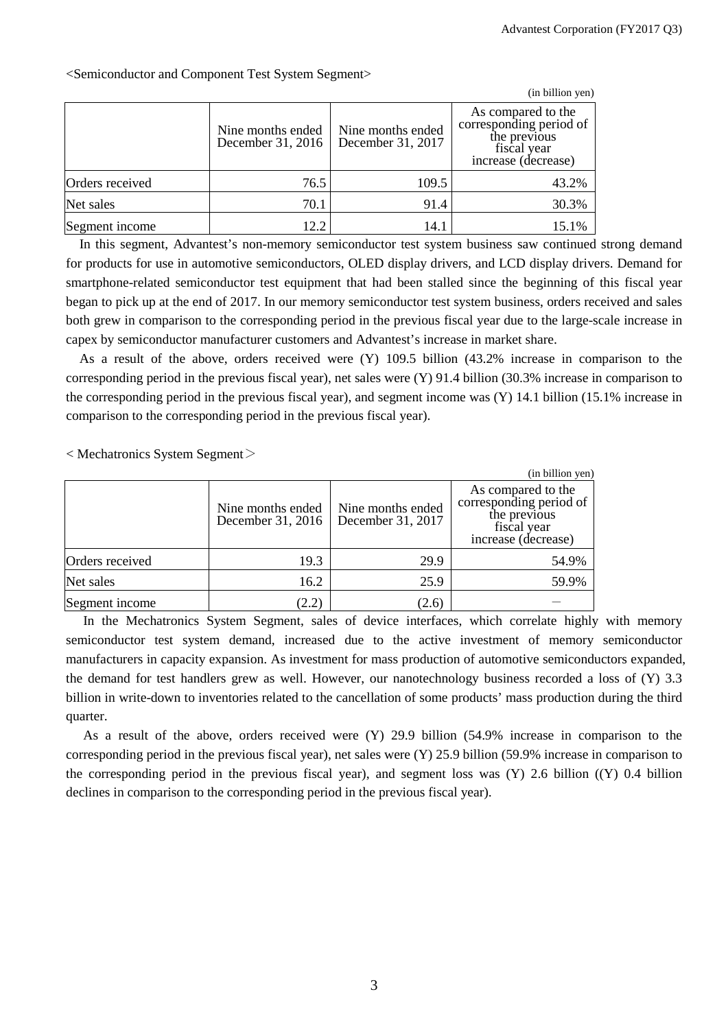<Semiconductor and Component Test System Segment>

(in billion yen)

| | Nine months ended December 31, 2016 | Nine months ended December 31, 2017 | As compared to the corresponding period of the previous fiscal year increase (decrease) |
|---|---|---|---|
| Orders received | 76.5 | 109.5 | 43.2% |
| Net sales | 70.1 | 91.4 | 30.3% |
| Segment income | 12.2 | 14.1 | 15.1% |

In this segment, Advantest's non-memory semiconductor test system business saw continued strong demand for products for use in automotive semiconductors, OLED display drivers, and LCD display drivers. Demand for smartphone-related semiconductor test equipment that had been stalled since the beginning of this fiscal year began to pick up at the end of 2017. In our memory semiconductor test system business, orders received and sales both grew in comparison to the corresponding period in the previous fiscal year due to the large-scale increase in capex by semiconductor manufacturer customers and Advantest's increase in market share.

As a result of the above, orders received were (Y) 109.5 billion (43.2% increase in comparison to the corresponding period in the previous fiscal year), net sales were (Y) 91.4 billion (30.3% increase in comparison to the corresponding period in the previous fiscal year), and segment income was (Y) 14.1 billion (15.1% increase in comparison to the corresponding period in the previous fiscal year).

< Mechatronics System Segment＞

(in billion yen)

| | Nine months ended December 31, 2016 | Nine months ended December 31, 2017 | As compared to the corresponding period of the previous fiscal year increase (decrease) |
|---|---|---|---|
| Orders received | 19.3 | 29.9 | 54.9% |
| Net sales | 16.2 | 25.9 | 59.9% |
| Segment income | (2.2) | (2.6) | － |

In the Mechatronics System Segment, sales of device interfaces, which correlate highly with memory semiconductor test system demand, increased due to the active investment of memory semiconductor manufacturers in capacity expansion. As investment for mass production of automotive semiconductors expanded, the demand for test handlers grew as well. However, our nanotechnology business recorded a loss of (Y) 3.3 billion in write-down to inventories related to the cancellation of some products' mass production during the third quarter.

As a result of the above, orders received were (Y) 29.9 billion (54.9% increase in comparison to the corresponding period in the previous fiscal year), net sales were (Y) 25.9 billion (59.9% increase in comparison to the corresponding period in the previous fiscal year), and segment loss was (Y) 2.6 billion ((Y) 0.4 billion declines in comparison to the corresponding period in the previous fiscal year).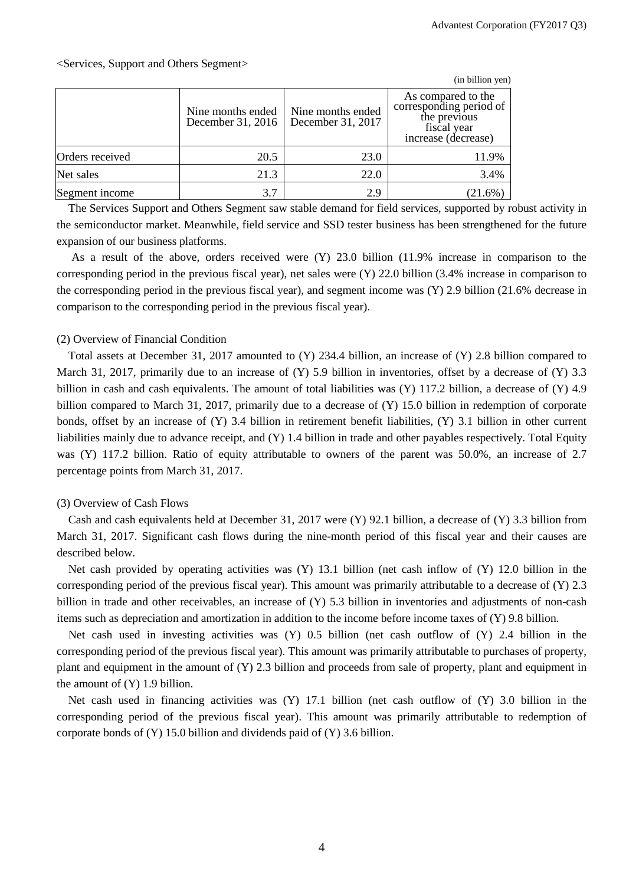<Services, Support and Others Segment>

(in billion yen)

| | Nine months ended December 31, 2016 | Nine months ended December 31, 2017 | As compared to the corresponding period of the previous fiscal year increase (decrease) |
|---|---|---|---|
| Orders received | 20.5 | 23.0 | 11.9% |
| Net sales | 21.3 | 22.0 | 3.4% |
| Segment income | 3.7 | 2.9 | (21.6%) |

The Services Support and Others Segment saw stable demand for field services, supported by robust activity in the semiconductor market. Meanwhile, field service and SSD tester business has been strengthened for the future expansion of our business platforms.

As a result of the above, orders received were (Y) 23.0 billion (11.9% increase in comparison to the corresponding period in the previous fiscal year), net sales were (Y) 22.0 billion (3.4% increase in comparison to the corresponding period in the previous fiscal year), and segment income was (Y) 2.9 billion (21.6% decrease in comparison to the corresponding period in the previous fiscal year).

(2) Overview of Financial Condition

Total assets at December 31, 2017 amounted to (Y) 234.4 billion, an increase of (Y) 2.8 billion compared to March 31, 2017, primarily due to an increase of (Y) 5.9 billion in inventories, offset by a decrease of (Y) 3.3 billion in cash and cash equivalents. The amount of total liabilities was (Y) 117.2 billion, a decrease of (Y) 4.9 billion compared to March 31, 2017, primarily due to a decrease of (Y) 15.0 billion in redemption of corporate bonds, offset by an increase of (Y) 3.4 billion in retirement benefit liabilities, (Y) 3.1 billion in other current liabilities mainly due to advance receipt, and (Y) 1.4 billion in trade and other payables respectively. Total Equity was (Y) 117.2 billion. Ratio of equity attributable to owners of the parent was 50.0%, an increase of 2.7 percentage points from March 31, 2017.

(3) Overview of Cash Flows

Cash and cash equivalents held at December 31, 2017 were (Y) 92.1 billion, a decrease of (Y) 3.3 billion from March 31, 2017. Significant cash flows during the nine-month period of this fiscal year and their causes are described below.

Net cash provided by operating activities was (Y) 13.1 billion (net cash inflow of (Y) 12.0 billion in the corresponding period of the previous fiscal year). This amount was primarily attributable to a decrease of (Y) 2.3 billion in trade and other receivables, an increase of (Y) 5.3 billion in inventories and adjustments of non-cash items such as depreciation and amortization in addition to the income before income taxes of (Y) 9.8 billion.

Net cash used in investing activities was (Y) 0.5 billion (net cash outflow of (Y) 2.4 billion in the corresponding period of the previous fiscal year). This amount was primarily attributable to purchases of property, plant and equipment in the amount of (Y) 2.3 billion and proceeds from sale of property, plant and equipment in the amount of (Y) 1.9 billion.

Net cash used in financing activities was (Y) 17.1 billion (net cash outflow of (Y) 3.0 billion in the corresponding period of the previous fiscal year). This amount was primarily attributable to redemption of corporate bonds of (Y) 15.0 billion and dividends paid of (Y) 3.6 billion.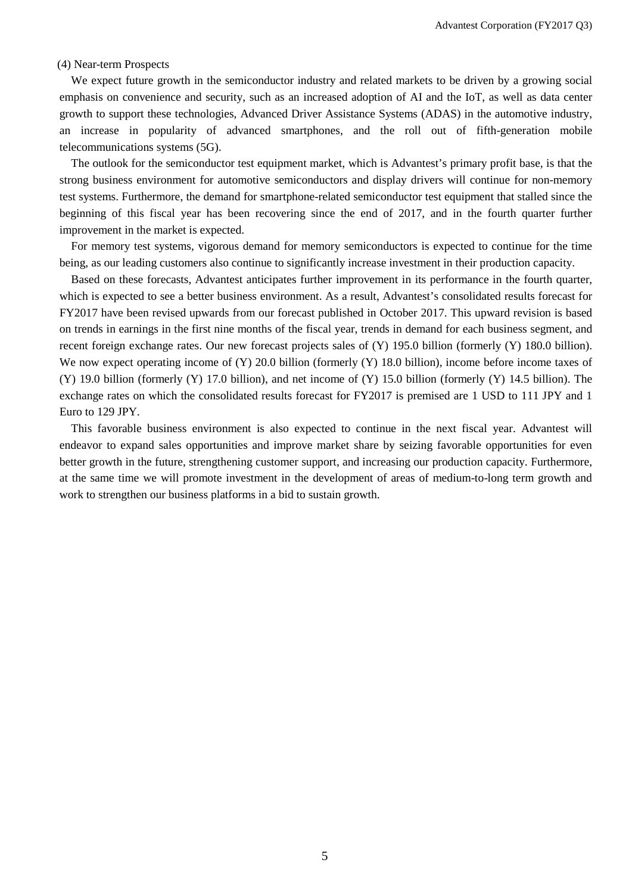(4) Near-term Prospects

We expect future growth in the semiconductor industry and related markets to be driven by a growing social emphasis on convenience and security, such as an increased adoption of AI and the IoT, as well as data center growth to support these technologies, Advanced Driver Assistance Systems (ADAS) in the automotive industry, an increase in popularity of advanced smartphones, and the roll out of fifth-generation mobile telecommunications systems (5G).

The outlook for the semiconductor test equipment market, which is Advantest's primary profit base, is that the strong business environment for automotive semiconductors and display drivers will continue for non-memory test systems. Furthermore, the demand for smartphone-related semiconductor test equipment that stalled since the beginning of this fiscal year has been recovering since the end of 2017, and in the fourth quarter further improvement in the market is expected.

For memory test systems, vigorous demand for memory semiconductors is expected to continue for the time being, as our leading customers also continue to significantly increase investment in their production capacity.

Based on these forecasts, Advantest anticipates further improvement in its performance in the fourth quarter, which is expected to see a better business environment. As a result, Advantest's consolidated results forecast for FY2017 have been revised upwards from our forecast published in October 2017. This upward revision is based on trends in earnings in the first nine months of the fiscal year, trends in demand for each business segment, and recent foreign exchange rates. Our new forecast projects sales of (Y) 195.0 billion (formerly (Y) 180.0 billion). We now expect operating income of (Y) 20.0 billion (formerly (Y) 18.0 billion), income before income taxes of (Y) 19.0 billion (formerly (Y) 17.0 billion), and net income of (Y) 15.0 billion (formerly (Y) 14.5 billion). The exchange rates on which the consolidated results forecast for FY2017 is premised are 1 USD to 111 JPY and 1 Euro to 129 JPY.

This favorable business environment is also expected to continue in the next fiscal year. Advantest will endeavor to expand sales opportunities and improve market share by seizing favorable opportunities for even better growth in the future, strengthening customer support, and increasing our production capacity. Furthermore, at the same time we will promote investment in the development of areas of medium-to-long term growth and work to strengthen our business platforms in a bid to sustain growth.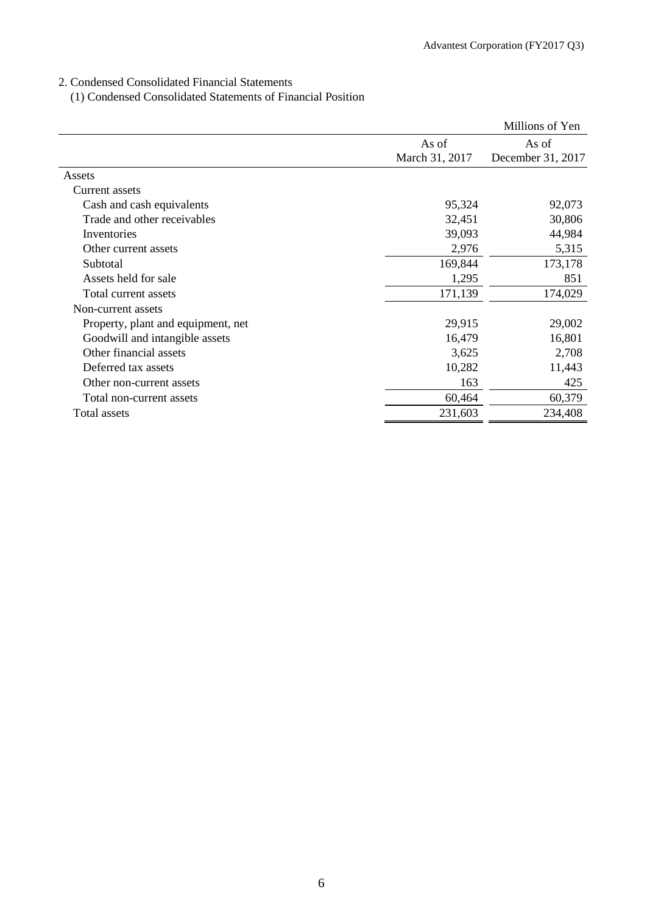2. Condensed Consolidated Financial Statements

(1) Condensed Consolidated Statements of Financial Position

| | | Millions of Yen |
|---|---|---|
| | As of March 31, 2017 | As of December 31, 2017 |
| Assets | | |
| Current assets | | |
| Cash and cash equivalents | 95,324 | 92,073 |
| Trade and other receivables | 32,451 | 30,806 |
| Inventories | 39,093 | 44,984 |
| Other current assets | 2,976 | 5,315 |
| Subtotal | 169,844 | 173,178 |
| Assets held for sale | 1,295 | 851 |
| Total current assets | 171,139 | 174,029 |
| Non-current assets | | |
| Property, plant and equipment, net | 29,915 | 29,002 |
| Goodwill and intangible assets | 16,479 | 16,801 |
| Other financial assets | 3,625 | 2,708 |
| Deferred tax assets | 10,282 | 11,443 |
| Other non-current assets | 163 | 425 |
| Total non-current assets | 60,464 | 60,379 |
| Total assets | 231,603 | 234,408 |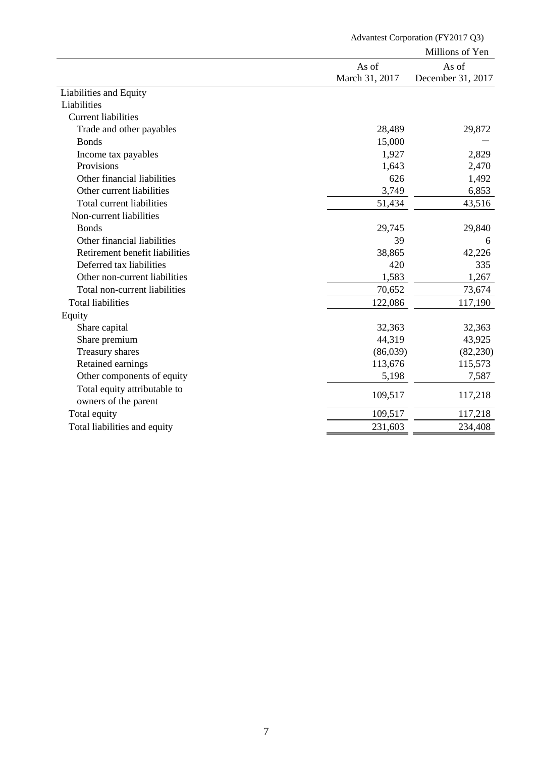Advantest Corporation (FY2017 Q3)

Millions of Yen

| | As of March 31, 2017 | As of December 31, 2017 |
|---|---|---|
| Liabilities and Equity | | |
| Liabilities | | |
| Current liabilities | | |
| Trade and other payables | 28,489 | 29,872 |
| Bonds | 15,000 | ― |
| Income tax payables | 1,927 | 2,829 |
| Provisions | 1,643 | 2,470 |
| Other financial liabilities | 626 | 1,492 |
| Other current liabilities | 3,749 | 6,853 |
| Total current liabilities | 51,434 | 43,516 |
| Non-current liabilities | | |
| Bonds | 29,745 | 29,840 |
| Other financial liabilities | 39 | 6 |
| Retirement benefit liabilities | 38,865 | 42,226 |
| Deferred tax liabilities | 420 | 335 |
| Other non-current liabilities | 1,583 | 1,267 |
| Total non-current liabilities | 70,652 | 73,674 |
| Total liabilities | 122,086 | 117,190 |
| Equity | | |
| Share capital | 32,363 | 32,363 |
| Share premium | 44,319 | 43,925 |
| Treasury shares | (86,039) | (82,230) |
| Retained earnings | 113,676 | 115,573 |
| Other components of equity | 5,198 | 7,587 |
| Total equity attributable to owners of the parent | 109,517 | 117,218 |
| Total equity | 109,517 | 117,218 |
| Total liabilities and equity | 231,603 | 234,408 |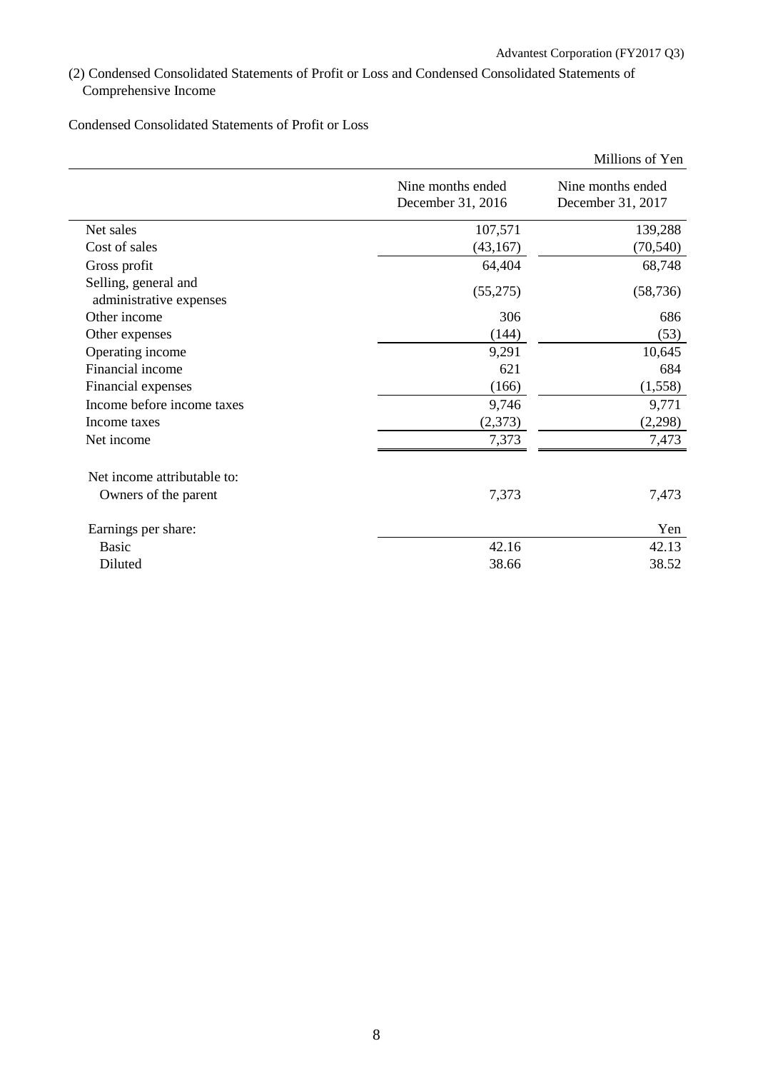## (2) Condensed Consolidated Statements of Profit or Loss and Condensed Consolidated Statements of Comprehensive Income

### Condensed Consolidated Statements of Profit or Loss

Millions of Yen

| | Nine months ended December 31, 2016 | Nine months ended December 31, 2017 |
|---|---|---|
| Net sales | 107,571 | 139,288 |
| Cost of sales | (43,167) | (70,540) |
| Gross profit | 64,404 | 68,748 |
| Selling, general and administrative expenses | (55,275) | (58,736) |
| Other income | 306 | 686 |
| Other expenses | (144) | (53) |
| Operating income | 9,291 | 10,645 |
| Financial income | 621 | 684 |
| Financial expenses | (166) | (1,558) |
| Income before income taxes | 9,746 | 9,771 |
| Income taxes | (2,373) | (2,298) |
| Net income | 7,373 | 7,473 |
| Net income attributable to: | | |
| Owners of the parent | 7,373 | 7,473 |
| Earnings per share: | | Yen |
| Basic | 42.16 | 42.13 |
| Diluted | 38.66 | 38.52 |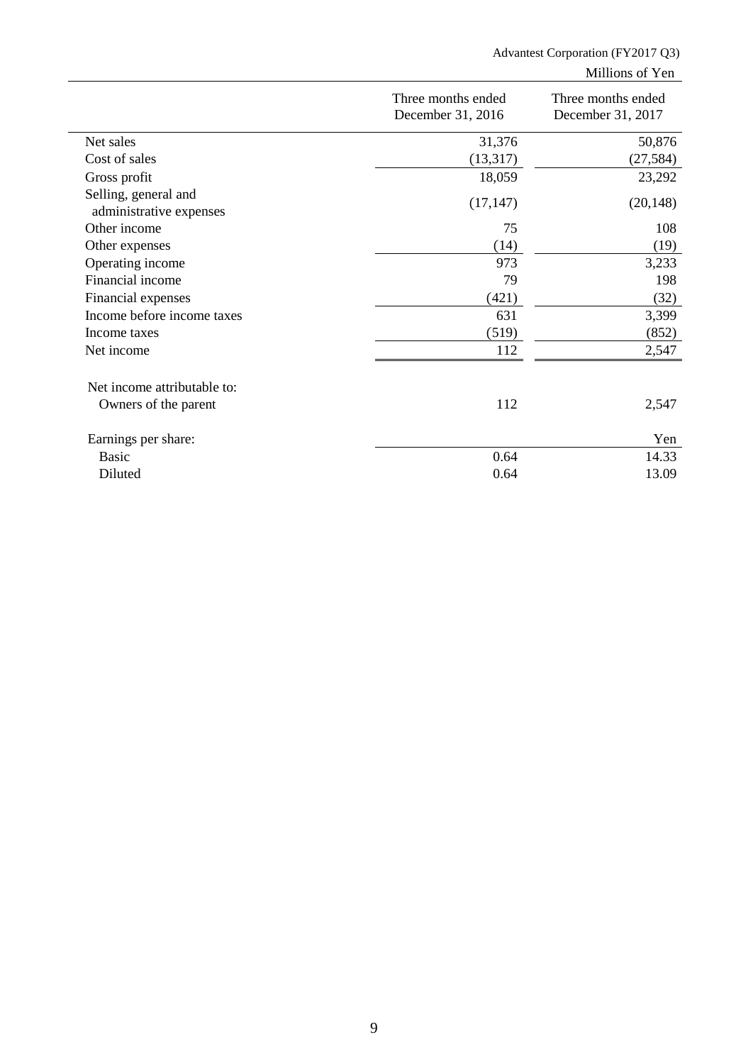Advantest Corporation (FY2017 Q3)

Millions of Yen

| | Three months ended December 31, 2016 | Three months ended December 31, 2017 |
|---|---|---|
| Net sales | 31,376 | 50,876 |
| Cost of sales | (13,317) | (27,584) |
| Gross profit | 18,059 | 23,292 |
| Selling, general and administrative expenses | (17,147) | (20,148) |
| Other income | 75 | 108 |
| Other expenses | (14) | (19) |
| Operating income | 973 | 3,233 |
| Financial income | 79 | 198 |
| Financial expenses | (421) | (32) |
| Income before income taxes | 631 | 3,399 |
| Income taxes | (519) | (852) |
| Net income | 112 | 2,547 |
| | | |
| Net income attributable to: | | |
| Owners of the parent | 112 | 2,547 |
| | | |
| Earnings per share: | | Yen |
| Basic | 0.64 | 14.33 |
| Diluted | 0.64 | 13.09 |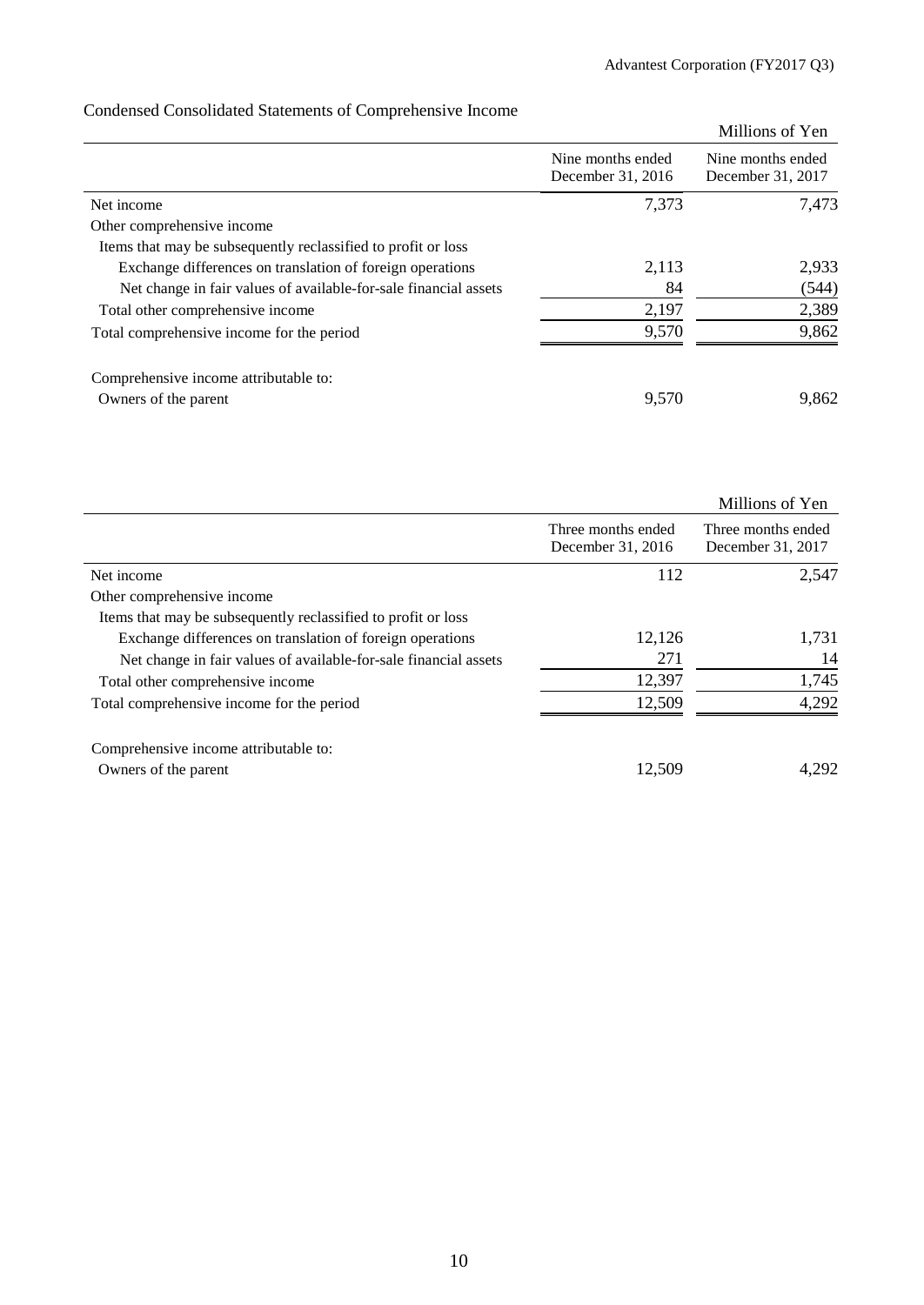## Condensed Consolidated Statements of Comprehensive Income

Millions of Yen

| | Nine months ended December 31, 2016 | Nine months ended December 31, 2017 |
|---|---|---|
| Net income | 7,373 | 7,473 |
| Other comprehensive income | | |
| Items that may be subsequently reclassified to profit or loss | | |
| Exchange differences on translation of foreign operations | 2,113 | 2,933 |
| Net change in fair values of available-for-sale financial assets | 84 | (544) |
| Total other comprehensive income | 2,197 | 2,389 |
| Total comprehensive income for the period | 9,570 | 9,862 |
| Comprehensive income attributable to: | | |
| Owners of the parent | 9,570 | 9,862 |

Millions of Yen

| | Three months ended December 31, 2016 | Three months ended December 31, 2017 |
|---|---|---|
| Net income | 112 | 2,547 |
| Other comprehensive income | | |
| Items that may be subsequently reclassified to profit or loss | | |
| Exchange differences on translation of foreign operations | 12,126 | 1,731 |
| Net change in fair values of available-for-sale financial assets | 271 | 14 |
| Total other comprehensive income | 12,397 | 1,745 |
| Total comprehensive income for the period | 12,509 | 4,292 |
| Comprehensive income attributable to: | | |
| Owners of the parent | 12,509 | 4,292 |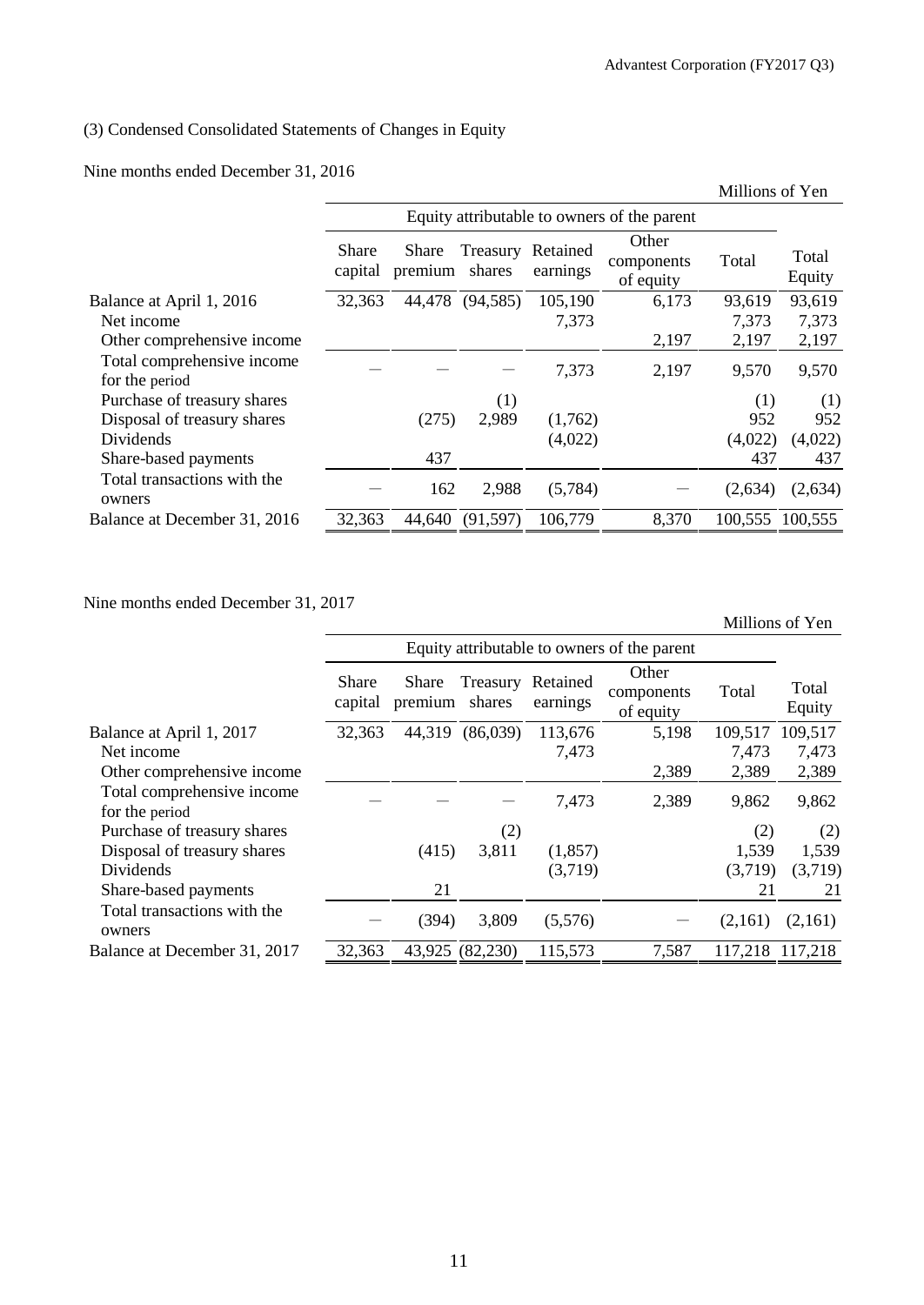### (3) Condensed Consolidated Statements of Changes in Equity

Nine months ended December 31, 2016

Millions of Yen

| | Equity attributable to owners of the parent | | | | | | |
|---|---|---|---|---|---|---|---|
| | Share capital | Share premium | Treasury shares | Retained earnings | Other components of equity | Total | Total Equity |
| Balance at April 1, 2016 | 32,363 | 44,478 | (94,585) | 105,190 | 6,173 | 93,619 | 93,619 |
| Net income | | | | 7,373 | | 7,373 | 7,373 |
| Other comprehensive income | | | | | 2,197 | 2,197 | 2,197 |
| Total comprehensive income for the period | ― | ― | ― | 7,373 | 2,197 | 9,570 | 9,570 |
| Purchase of treasury shares | | | (1) | | | (1) | (1) |
| Disposal of treasury shares | | (275) | 2,989 | (1,762) | | 952 | 952 |
| Dividends | | | | (4,022) | | (4,022) | (4,022) |
| Share-based payments | | 437 | | | | 437 | 437 |
| Total transactions with the owners | ― | 162 | 2,988 | (5,784) | ― | (2,634) | (2,634) |
| Balance at December 31, 2016 | 32,363 | 44,640 | (91,597) | 106,779 | 8,370 | 100,555 | 100,555 |

Nine months ended December 31, 2017

Millions of Yen

| | Equity attributable to owners of the parent | | | | | | |
|---|---|---|---|---|---|---|---|
| | Share capital | Share premium | Treasury shares | Retained earnings | Other components of equity | Total | Total Equity |
| Balance at April 1, 2017 | 32,363 | 44,319 | (86,039) | 113,676 | 5,198 | 109,517 | 109,517 |
| Net income | | | | 7,473 | | 7,473 | 7,473 |
| Other comprehensive income | | | | | 2,389 | 2,389 | 2,389 |
| Total comprehensive income for the period | ― | ― | ― | 7,473 | 2,389 | 9,862 | 9,862 |
| Purchase of treasury shares | | | (2) | | | (2) | (2) |
| Disposal of treasury shares | | (415) | 3,811 | (1,857) | | 1,539 | 1,539 |
| Dividends | | | | (3,719) | | (3,719) | (3,719) |
| Share-based payments | | 21 | | | | 21 | 21 |
| Total transactions with the owners | ― | (394) | 3,809 | (5,576) | ― | (2,161) | (2,161) |
| Balance at December 31, 2017 | 32,363 | 43,925 | (82,230) | 115,573 | 7,587 | 117,218 | 117,218 |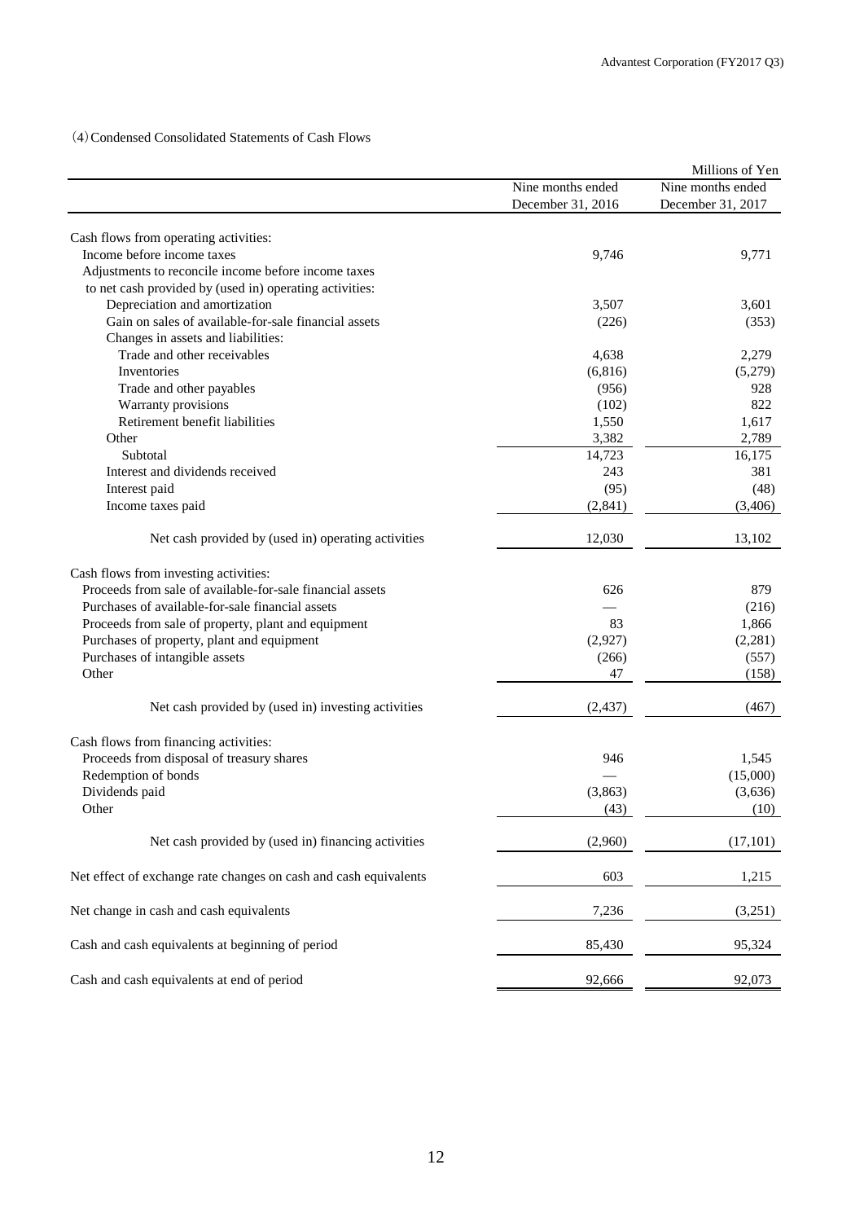(4) Condensed Consolidated Statements of Cash Flows

| | | Millions of Yen |
|---|---|---|
| | Nine months ended December 31, 2016 | Nine months ended December 31, 2017 |
| Cash flows from operating activities: | | |
| Income before income taxes | 9,746 | 9,771 |
| Adjustments to reconcile income before income taxes to net cash provided by (used in) operating activities: | | |
| Depreciation and amortization | 3,507 | 3,601 |
| Gain on sales of available-for-sale financial assets | (226) | (353) |
| Changes in assets and liabilities: | | |
| Trade and other receivables | 4,638 | 2,279 |
| Inventories | (6,816) | (5,279) |
| Trade and other payables | (956) | 928 |
| Warranty provisions | (102) | 822 |
| Retirement benefit liabilities | 1,550 | 1,617 |
| Other | 3,382 | 2,789 |
| Subtotal | 14,723 | 16,175 |
| Interest and dividends received | 243 | 381 |
| Interest paid | (95) | (48) |
| Income taxes paid | (2,841) | (3,406) |
| Net cash provided by (used in) operating activities | 12,030 | 13,102 |
| Cash flows from investing activities: | | |
| Proceeds from sale of available-for-sale financial assets | 626 | 879 |
| Purchases of available-for-sale financial assets | — | (216) |
| Proceeds from sale of property, plant and equipment | 83 | 1,866 |
| Purchases of property, plant and equipment | (2,927) | (2,281) |
| Purchases of intangible assets | (266) | (557) |
| Other | 47 | (158) |
| Net cash provided by (used in) investing activities | (2,437) | (467) |
| Cash flows from financing activities: | | |
| Proceeds from disposal of treasury shares | 946 | 1,545 |
| Redemption of bonds | — | (15,000) |
| Dividends paid | (3,863) | (3,636) |
| Other | (43) | (10) |
| Net cash provided by (used in) financing activities | (2,960) | (17,101) |
| Net effect of exchange rate changes on cash and cash equivalents | 603 | 1,215 |
| Net change in cash and cash equivalents | 7,236 | (3,251) |
| Cash and cash equivalents at beginning of period | 85,430 | 95,324 |
| Cash and cash equivalents at end of period | 92,666 | 92,073 |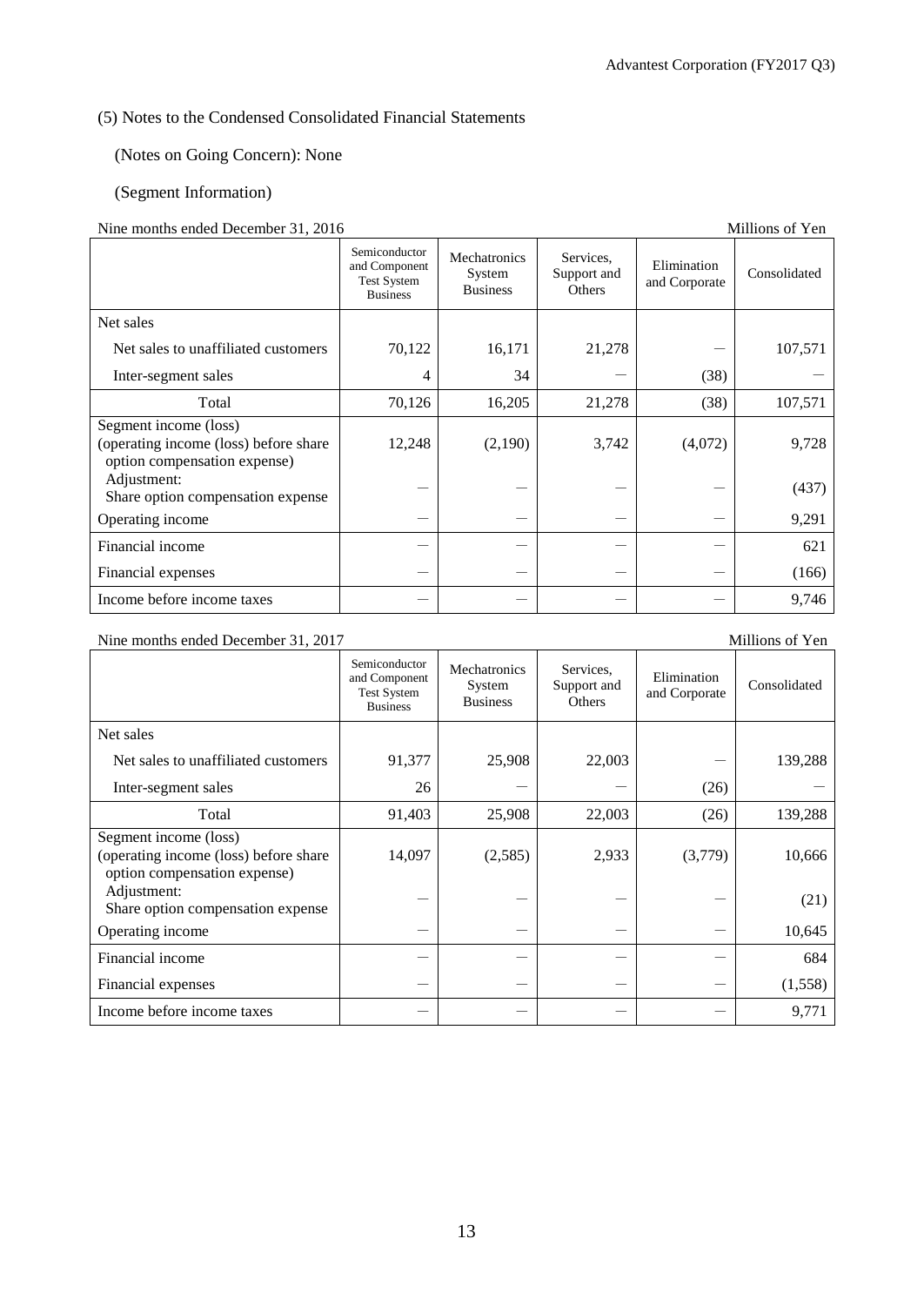(5) Notes to the Condensed Consolidated Financial Statements

(Notes on Going Concern): None

(Segment Information)

Nine months ended December 31, 2016 — Millions of Yen

| | Semiconductor and Component Test System Business | Mechatronics System Business | Services, Support and Others | Elimination and Corporate | Consolidated |
|---|---|---|---|---|---|
| Net sales | | | | | |
| Net sales to unaffiliated customers | 70,122 | 16,171 | 21,278 | — | 107,571 |
| Inter-segment sales | 4 | 34 | — | (38) | — |
| Total | 70,126 | 16,205 | 21,278 | (38) | 107,571 |
| Segment income (loss) (operating income (loss) before share option compensation expense) | 12,248 | (2,190) | 3,742 | (4,072) | 9,728 |
| Adjustment: Share option compensation expense | — | — | — | — | (437) |
| Operating income | — | — | — | — | 9,291 |
| Financial income | — | — | — | — | 621 |
| Financial expenses | — | — | — | — | (166) |
| Income before income taxes | — | — | — | — | 9,746 |

Nine months ended December 31, 2017 — Millions of Yen

| | Semiconductor and Component Test System Business | Mechatronics System Business | Services, Support and Others | Elimination and Corporate | Consolidated |
|---|---|---|---|---|---|
| Net sales | | | | | |
| Net sales to unaffiliated customers | 91,377 | 25,908 | 22,003 | — | 139,288 |
| Inter-segment sales | 26 | — | — | (26) | — |
| Total | 91,403 | 25,908 | 22,003 | (26) | 139,288 |
| Segment income (loss) (operating income (loss) before share option compensation expense) | 14,097 | (2,585) | 2,933 | (3,779) | 10,666 |
| Adjustment: Share option compensation expense | — | — | — | — | (21) |
| Operating income | — | — | — | — | 10,645 |
| Financial income | — | — | — | — | 684 |
| Financial expenses | — | — | — | — | (1,558) |
| Income before income taxes | — | — | — | — | 9,771 |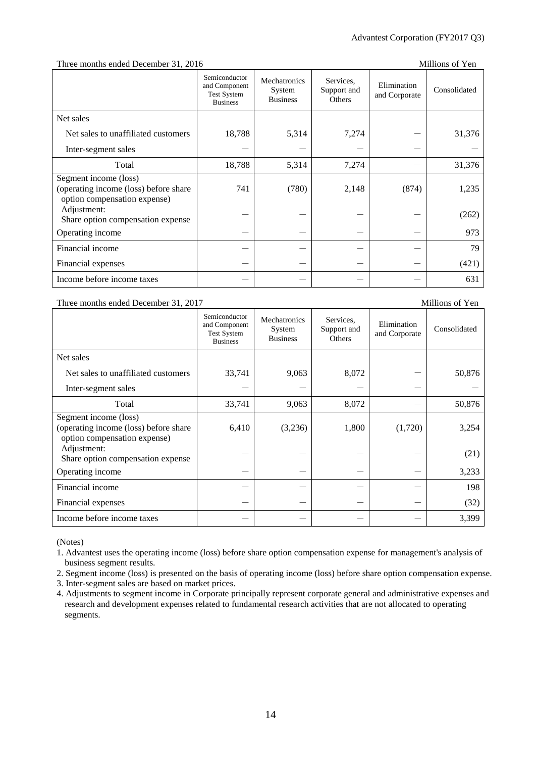Three months ended December 31, 2016 — Millions of Yen

| | Semiconductor and Component Test System Business | Mechatronics System Business | Services, Support and Others | Elimination and Corporate | Consolidated |
|---|---|---|---|---|---|
| Net sales | | | | | |
| Net sales to unaffiliated customers | 18,788 | 5,314 | 7,274 | — | 31,376 |
| Inter-segment sales | — | — | — | — | — |
| Total | 18,788 | 5,314 | 7,274 | — | 31,376 |
| Segment income (loss) (operating income (loss) before share option compensation expense) | 741 | (780) | 2,148 | (874) | 1,235 |
| Adjustment: Share option compensation expense | — | — | — | — | (262) |
| Operating income | — | — | — | — | 973 |
| Financial income | — | — | — | — | 79 |
| Financial expenses | — | — | — | — | (421) |
| Income before income taxes | — | — | — | — | 631 |

Three months ended December 31, 2017 — Millions of Yen

| | Semiconductor and Component Test System Business | Mechatronics System Business | Services, Support and Others | Elimination and Corporate | Consolidated |
|---|---|---|---|---|---|
| Net sales | | | | | |
| Net sales to unaffiliated customers | 33,741 | 9,063 | 8,072 | — | 50,876 |
| Inter-segment sales | — | — | — | — | — |
| Total | 33,741 | 9,063 | 8,072 | — | 50,876 |
| Segment income (loss) (operating income (loss) before share option compensation expense) | 6,410 | (3,236) | 1,800 | (1,720) | 3,254 |
| Adjustment: Share option compensation expense | — | — | — | — | (21) |
| Operating income | — | — | — | — | 3,233 |
| Financial income | — | — | — | — | 198 |
| Financial expenses | — | — | — | — | (32) |
| Income before income taxes | — | — | — | — | 3,399 |

(Notes)

1. Advantest uses the operating income (loss) before share option compensation expense for management's analysis of business segment results.
2. Segment income (loss) is presented on the basis of operating income (loss) before share option compensation expense.
3. Inter-segment sales are based on market prices.
4. Adjustments to segment income in Corporate principally represent corporate general and administrative expenses and research and development expenses related to fundamental research activities that are not allocated to operating segments.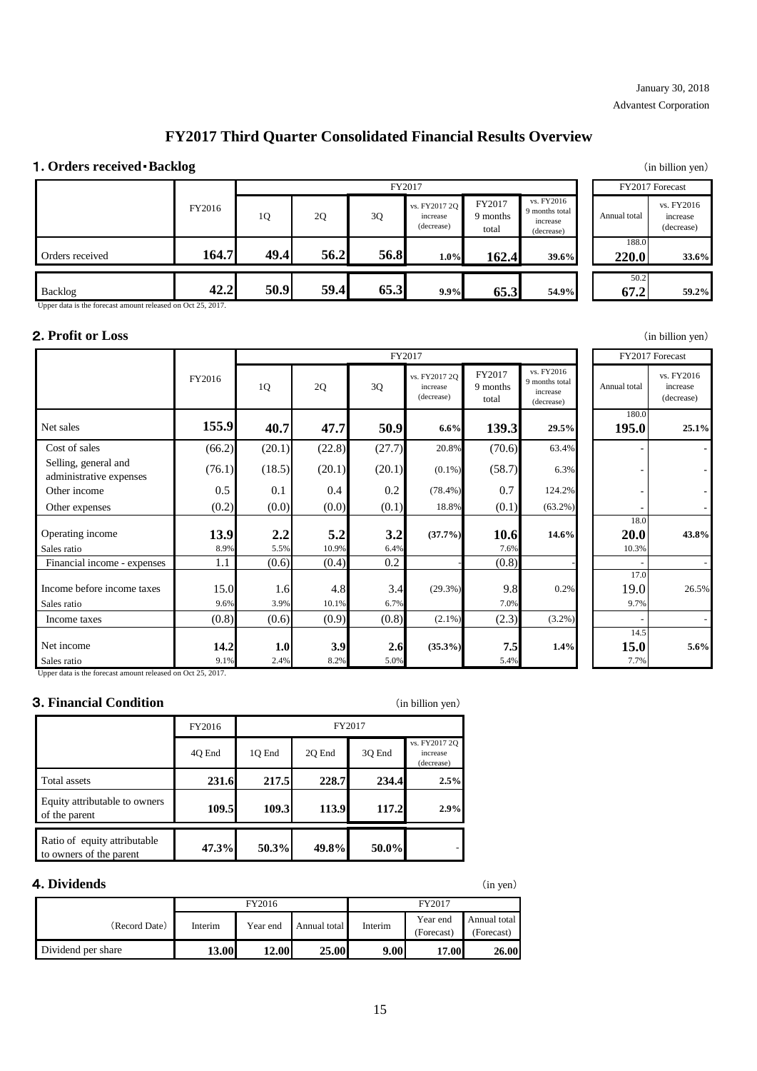January 30, 2018

Advantest Corporation

# FY2017 Third Quarter Consolidated Financial Results Overview

## 1. Orders received・Backlog

(in billion yen)

| | FY2016 | FY2017 | | | | | | FY2017 Forecast | |
|---|---|---|---|---|---|---|---|---|---|
| | | 1Q | 2Q | 3Q | vs. FY2017 2Q increase (decrease) | FY2017 9 months total | vs. FY2016 9 months total increase (decrease) | Annual total | vs. FY2016 increase (decrease) |
| Orders received | 164.7 | 49.4 | 56.2 | 56.8 | 1.0% | 162.4 | 39.6% | 188.0<br>220.0 | 33.6% |
| Backlog | 42.2 | 50.9 | 59.4 | 65.3 | 9.9% | 65.3 | 54.9% | 50.2<br>67.2 | 59.2% |

Upper data is the forecast amount released on Oct 25, 2017.

## 2. Profit or Loss

(in billion yen)

| | FY2016 | FY2017 | | | | | | FY2017 Forecast | |
|---|---|---|---|---|---|---|---|---|---|
| | | 1Q | 2Q | 3Q | vs. FY2017 2Q increase (decrease) | FY2017 9 months total | vs. FY2016 9 months total increase (decrease) | Annual total | vs. FY2016 increase (decrease) |
| Net sales | 155.9 | 40.7 | 47.7 | 50.9 | 6.6% | 139.3 | 29.5% | 180.0<br>195.0 | 25.1% |
| Cost of sales | (66.2) | (20.1) | (22.8) | (27.7) | 20.8% | (70.6) | 63.4% | - | - |
| Selling, general and administrative expenses | (76.1) | (18.5) | (20.1) | (20.1) | (0.1%) | (58.7) | 6.3% | - | - |
| Other income | 0.5 | 0.1 | 0.4 | 0.2 | (78.4%) | 0.7 | 124.2% | - | - |
| Other expenses | (0.2) | (0.0) | (0.0) | (0.1) | 18.8% | (0.1) | (63.2%) | - | - |
| Operating income | 13.9 | 2.2 | 5.2 | 3.2 | (37.7%) | 10.6 | 14.6% | 18.0<br>20.0 | 43.8% |
| Sales ratio | 8.9% | 5.5% | 10.9% | 6.4% | | 7.6% | | 10.3% | |
| Financial income - expenses | 1.1 | (0.6) | (0.4) | 0.2 | - | (0.8) | - | - | - |
| Income before income taxes | 15.0 | 1.6 | 4.8 | 3.4 | (29.3%) | 9.8 | 0.2% | 17.0<br>19.0 | 26.5% |
| Sales ratio | 9.6% | 3.9% | 10.1% | 6.7% | | 7.0% | | 9.7% | |
| Income taxes | (0.8) | (0.6) | (0.9) | (0.8) | (2.1%) | (2.3) | (3.2%) | - | - |
| Net income | 14.2 | 1.0 | 3.9 | 2.6 | (35.3%) | 7.5 | 1.4% | 14.5<br>15.0 | 5.6% |
| Sales ratio | 9.1% | 2.4% | 8.2% | 5.0% | | 5.4% | | 7.7% | |

Upper data is the forecast amount released on Oct 25, 2017.

## 3. Financial Condition

(in billion yen)

| | FY2016 | FY2017 | | | |
|---|---|---|---|---|---|
| | 4Q End | 1Q End | 2Q End | 3Q End | vs. FY2017 2Q increase (decrease) |
| Total assets | 231.6 | 217.5 | 228.7 | 234.4 | 2.5% |
| Equity attributable to owners of the parent | 109.5 | 109.3 | 113.9 | 117.2 | 2.9% |
| Ratio of equity attributable to owners of the parent | 47.3% | 50.3% | 49.8% | 50.0% | - |

## 4. Dividends

(in yen)

| | FY2016 | | | FY2017 | | |
|---|---|---|---|---|---|---|
| (Record Date) | Interim | Year end | Annual total | Interim | Year end (Forecast) | Annual total (Forecast) |
| Dividend per share | 13.00 | 12.00 | 25.00 | 9.00 | 17.00 | 26.00 |